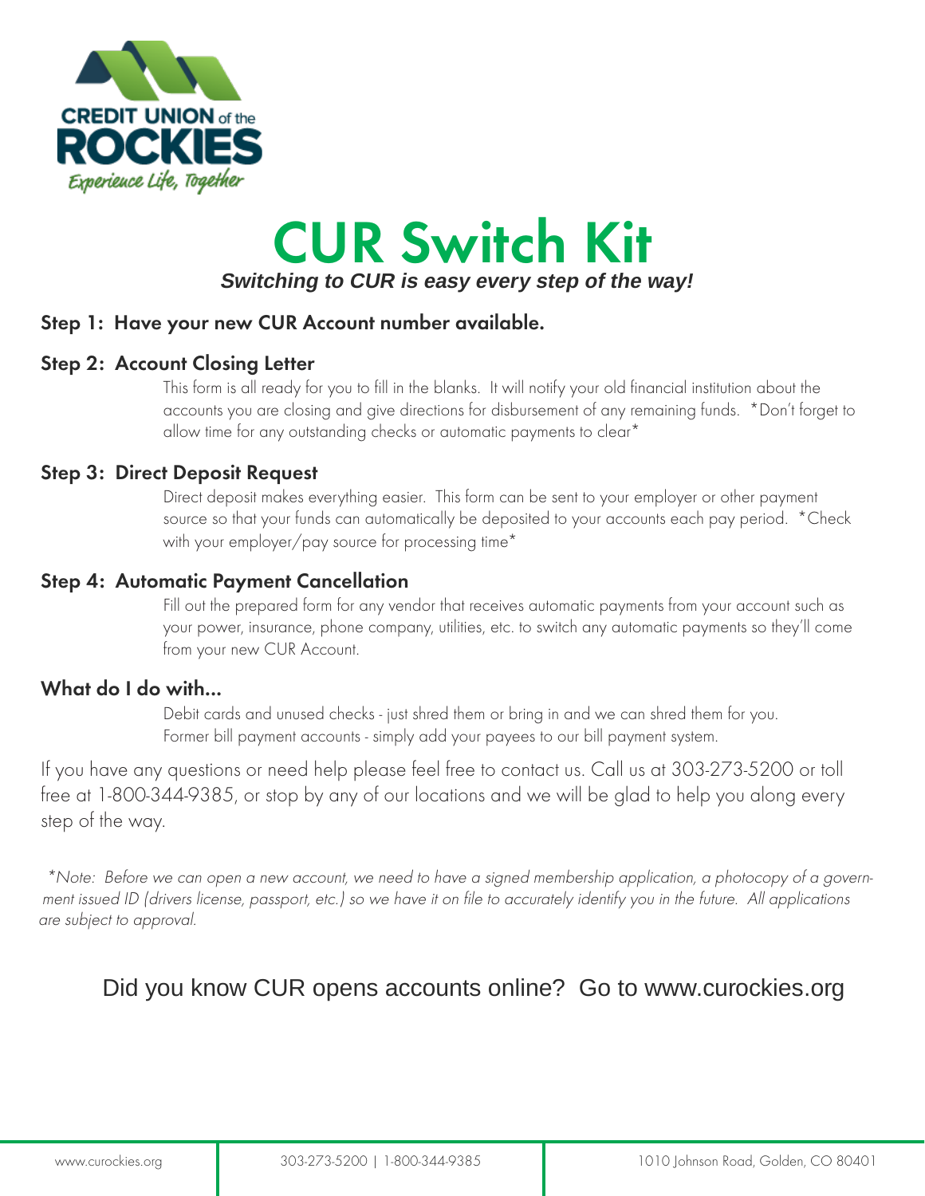CREDIT UNION of the ROCKIES

*Experience Life, Together*

# CUR Switch Kit

***Switching to CUR is easy every step of the way!***

### Step 1: Have your new CUR Account number available.

### Step 2: Account Closing Letter

This form is all ready for you to fill in the blanks. It will notify your old financial institution about the accounts you are closing and give directions for disbursement of any remaining funds. *Don't forget to allow time for any outstanding checks or automatic payments to clear*

### Step 3: Direct Deposit Request

Direct deposit makes everything easier. This form can be sent to your employer or other payment source so that your funds can automatically be deposited to your accounts each pay period. *Check with your employer/pay source for processing time*

### Step 4: Automatic Payment Cancellation

Fill out the prepared form for any vendor that receives automatic payments from your account such as your power, insurance, phone company, utilities, etc. to switch any automatic payments so they'll come from your new CUR Account.

### What do I do with...

Debit cards and unused checks - just shred them or bring in and we can shred them for you.
Former bill payment accounts - simply add your payees to our bill payment system.

If you have any questions or need help please feel free to contact us. Call us at 303-273-5200 or toll free at 1-800-344-9385, or stop by any of our locations and we will be glad to help you along every step of the way.

*\*Note: Before we can open a new account, we need to have a signed membership application, a photocopy of a government issued ID (drivers license, passport, etc.) so we have it on file to accurately identify you in the future. All applications are subject to approval.*

Did you know CUR opens accounts online? Go to www.curockies.org

www.curockies.org | 303-273-5200 | 1-800-344-9385 | 1010 Johnson Road, Golden, CO 80401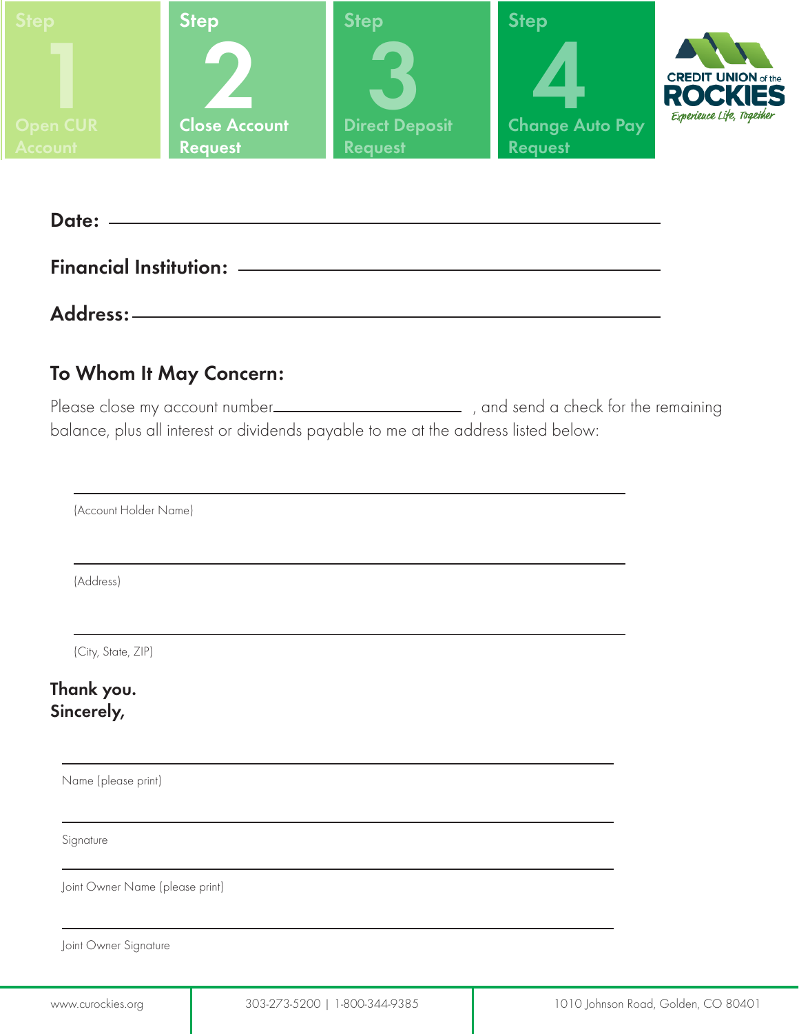Step **1** Open CUR Account | Step **2** Close Account Request | Step **3** Direct Deposit Request | Step **4** Change Auto Pay Request

CREDIT UNION of the ROCKIES
*Experience Life, Together*

**Date:** ______________________________

**Financial Institution:** ______________________________

**Address:** ______________________________

## To Whom It May Concern:

Please close my account number______________________ , and send a check for the remaining balance, plus all interest or dividends payable to me at the address listed below:

______________________________
(Account Holder Name)

______________________________
(Address)

______________________________
(City, State, ZIP)

**Thank you.**
**Sincerely,**

______________________________
Name (please print)

______________________________
Signature

______________________________
Joint Owner Name (please print)

______________________________
Joint Owner Signature

www.curockies.org | 303-273-5200 | 1-800-344-9385 | 1010 Johnson Road, Golden, CO 80401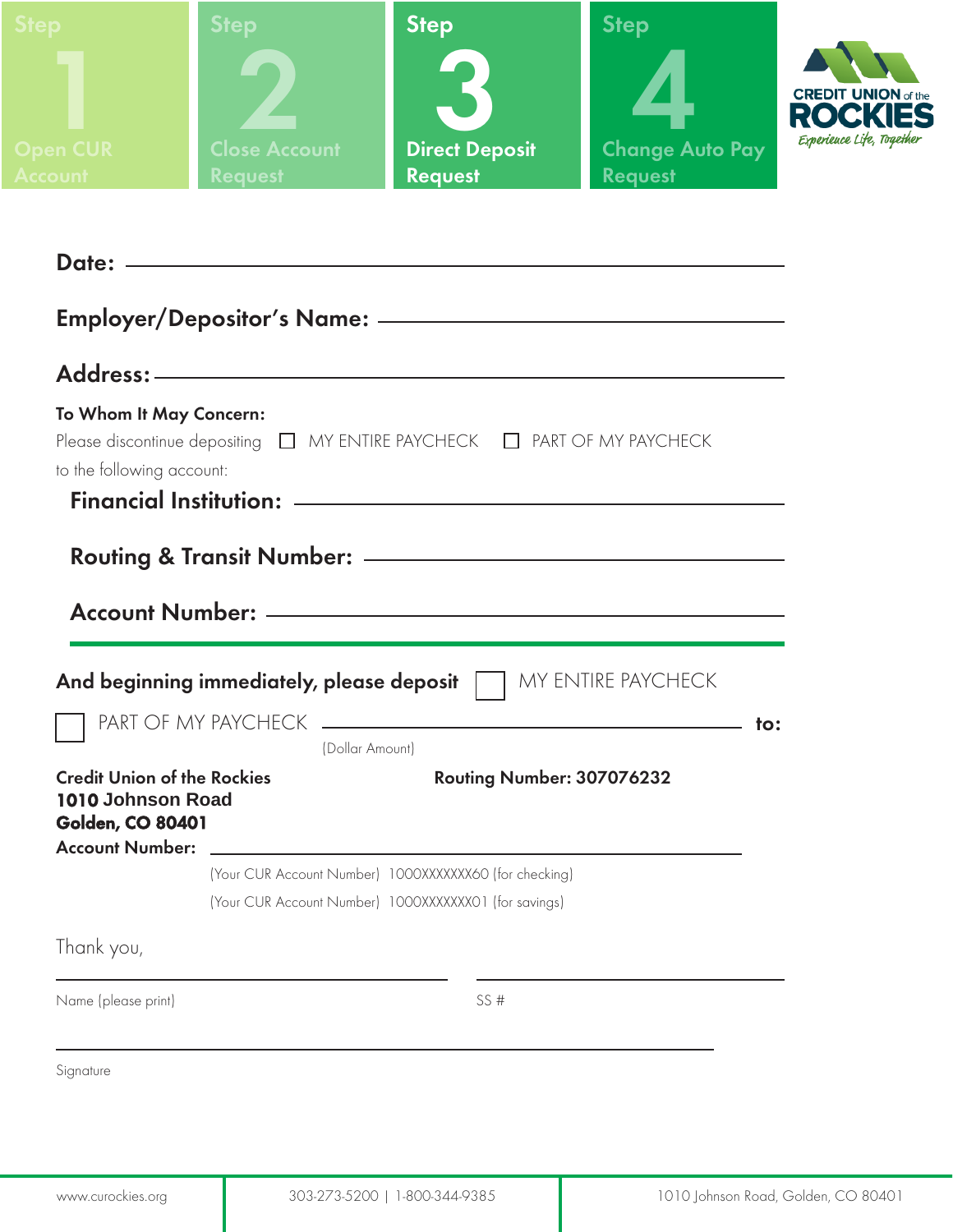Step 1 Open CUR Account | Step 2 Close Account Request | **Step 3 Direct Deposit Request** | Step 4 Change Auto Pay Request

CREDIT UNION of the ROCKIES
*Experience Life, Together*

**Date:** ______________________________

**Employer/Depositor's Name:** ______________________________

**Address:** ______________________________

**To Whom It May Concern:**

Please discontinue depositing ☐ MY ENTIRE PAYCHECK ☐ PART OF MY PAYCHECK to the following account:

**Financial Institution:** ______________________________

**Routing & Transit Number:** ______________________________

**Account Number:** ______________________________

**And beginning immediately, please deposit** ☐ MY ENTIRE PAYCHECK

☐ PART OF MY PAYCHECK ______________________________ **to:**
(Dollar Amount)

**Credit Union of the Rockies**
**1010 Johnson Road**
**Golden, CO 80401**

**Routing Number: 307076232**

**Account Number:** ______________________________

(Your CUR Account Number) 1000XXXXXXX60 (for checking)

(Your CUR Account Number) 1000XXXXXXX01 (for savings)

Thank you,

______________________________ ______________________________
Name (please print) SS #

______________________________
Signature

www.curockies.org | 303-273-5200 | 1-800-344-9385 | 1010 Johnson Road, Golden, CO 80401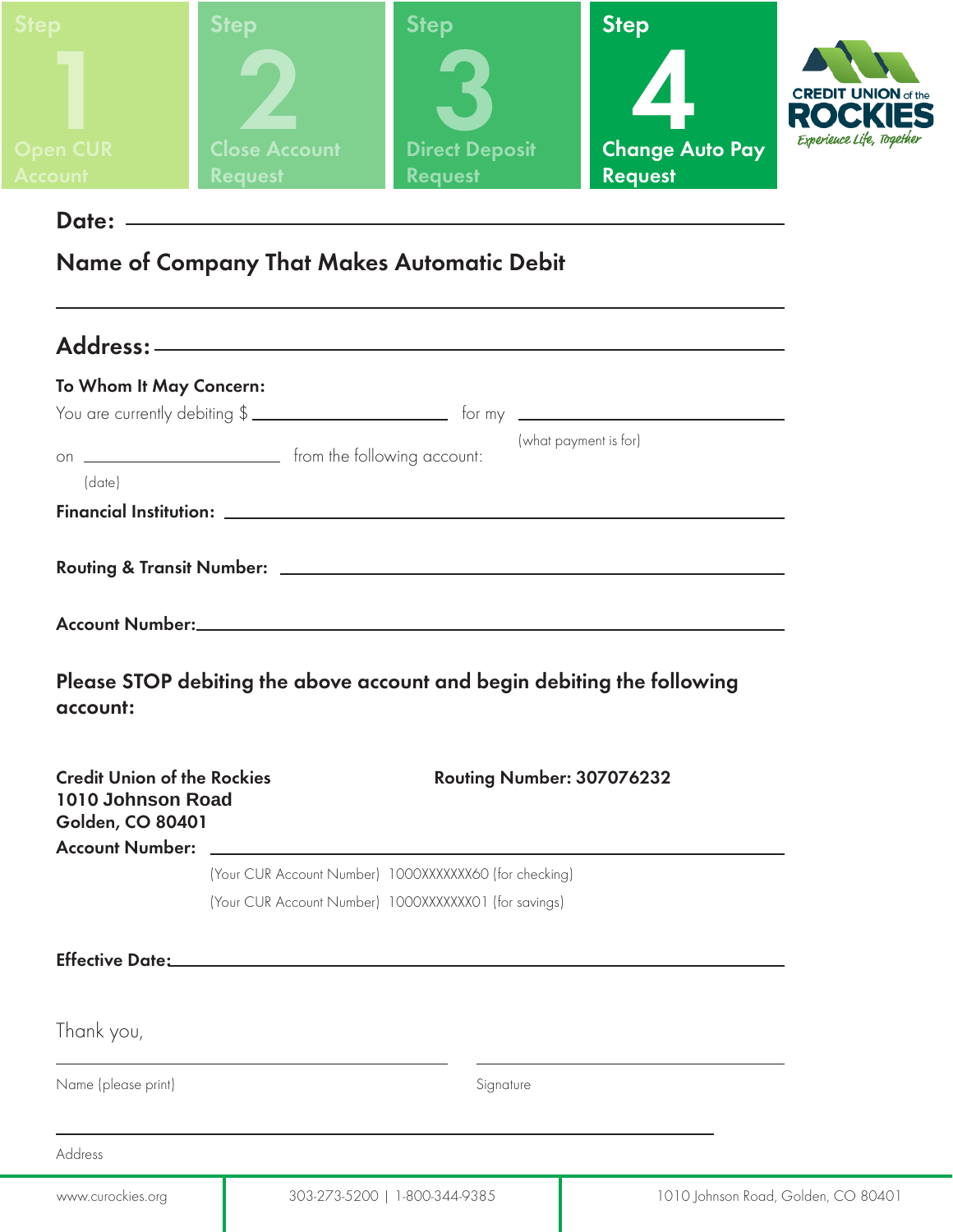Step **1** Open CUR Account

Step **2** Close Account Request

Step **3** Direct Deposit Request

**Step 4 Change Auto Pay Request**

CREDIT UNION of the ROCKIES
*Experience Life, Together*

**Date:** ______________________________

## Name of Company That Makes Automatic Debit

______________________________

**Address:** ______________________________

**To Whom It May Concern:**

You are currently debiting $ ____________ for my ____________
(what payment is for)

on ____________ from the following account:
(date)

**Financial Institution:** ______________________________

**Routing & Transit Number:** ______________________________

**Account Number:** ______________________________

**Please STOP debiting the above account and begin debiting the following account:**

**Credit Union of the Rockies**
**1010 Johnson Road**
**Golden, CO 80401**

**Routing Number: 307076232**

**Account Number:** ______________________________
(Your CUR Account Number) 1000XXXXXXX60 (for checking)
(Your CUR Account Number) 1000XXXXXXX01 (for savings)

**Effective Date:** ______________________________

Thank you,

______________________________
Name (please print)

______________________________
Signature

______________________________
Address

www.curockies.org | 303-273-5200 | 1-800-344-9385 | 1010 Johnson Road, Golden, CO 80401